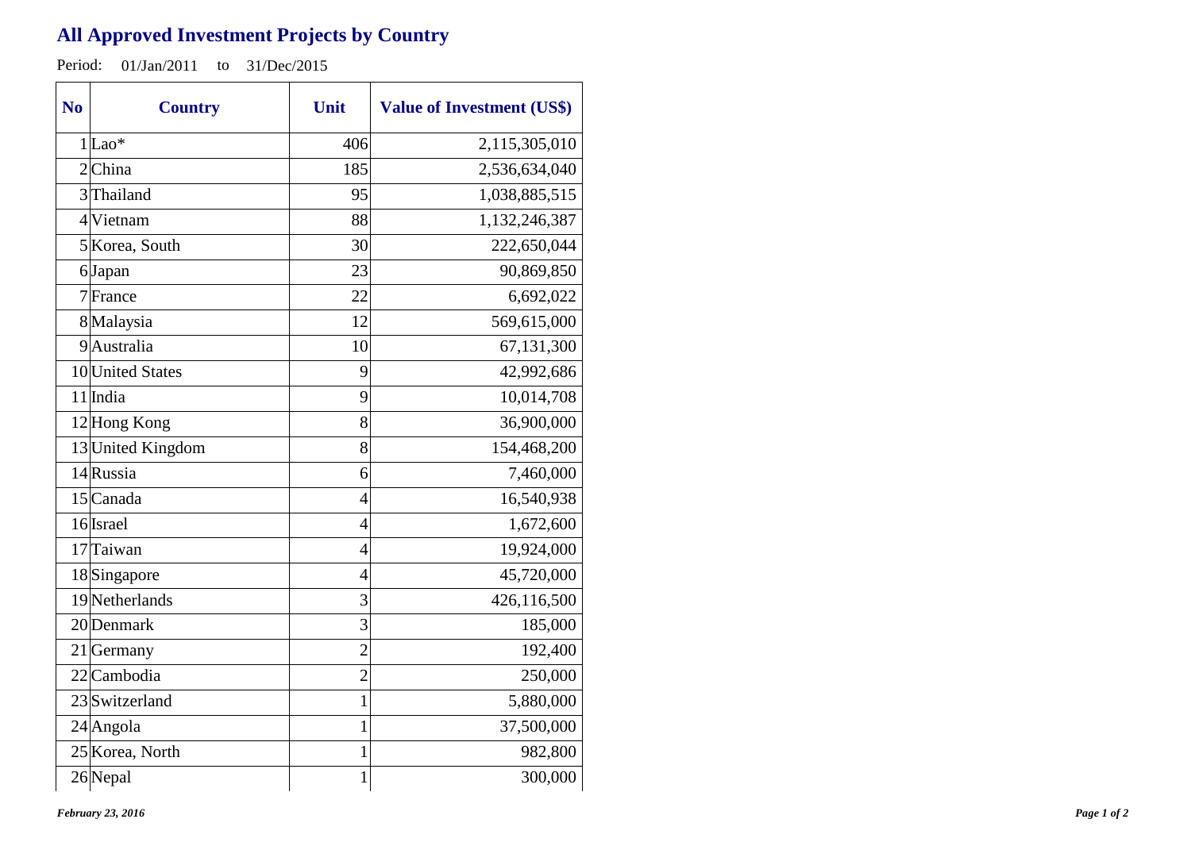# All Approved Investment Projects by Country

Period: 01/Jan/2011 to 31/Dec/2015

| No | Country | Unit | Value of Investment (US$) |
|---|---|---|---|
| 1 | Lao* | 406 | 2,115,305,010 |
| 2 | China | 185 | 2,536,634,040 |
| 3 | Thailand | 95 | 1,038,885,515 |
| 4 | Vietnam | 88 | 1,132,246,387 |
| 5 | Korea, South | 30 | 222,650,044 |
| 6 | Japan | 23 | 90,869,850 |
| 7 | France | 22 | 6,692,022 |
| 8 | Malaysia | 12 | 569,615,000 |
| 9 | Australia | 10 | 67,131,300 |
| 10 | United States | 9 | 42,992,686 |
| 11 | India | 9 | 10,014,708 |
| 12 | Hong Kong | 8 | 36,900,000 |
| 13 | United Kingdom | 8 | 154,468,200 |
| 14 | Russia | 6 | 7,460,000 |
| 15 | Canada | 4 | 16,540,938 |
| 16 | Israel | 4 | 1,672,600 |
| 17 | Taiwan | 4 | 19,924,000 |
| 18 | Singapore | 4 | 45,720,000 |
| 19 | Netherlands | 3 | 426,116,500 |
| 20 | Denmark | 3 | 185,000 |
| 21 | Germany | 2 | 192,400 |
| 22 | Cambodia | 2 | 250,000 |
| 23 | Switzerland | 1 | 5,880,000 |
| 24 | Angola | 1 | 37,500,000 |
| 25 | Korea, North | 1 | 982,800 |
| 26 | Nepal | 1 | 300,000 |

*February 23, 2016*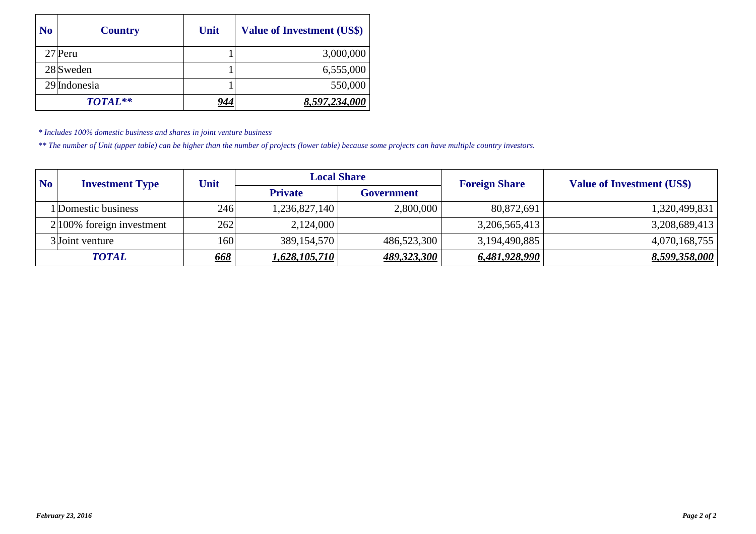| No | Country | Unit | Value of Investment (US$) |
|---|---|---|---|
| 27 | Peru | 1 | 3,000,000 |
| 28 | Sweden | 1 | 6,555,000 |
| 29 | Indonesia | 1 | 550,000 |
| | ***TOTAL\*\**** | ***944*** | ***8,597,234,000*** |

*\* Includes 100% domestic business and shares in joint venture business*

*\*\* The number of Unit (upper table) can be higher than the number of projects (lower table) because some projects can have multiple country investors.*

| No | Investment Type | Unit | Local Share | | Foreign Share | Value of Investment (US$) |
|---|---|---|---|---|---|---|
| | | | Private | Government | | |
| 1 | Domestic business | 246 | 1,236,827,140 | 2,800,000 | 80,872,691 | 1,320,499,831 |
| 2 | 100% foreign investment | 262 | 2,124,000 | | 3,206,565,413 | 3,208,689,413 |
| 3 | Joint venture | 160 | 389,154,570 | 486,523,300 | 3,194,490,885 | 4,070,168,755 |
| | ***TOTAL*** | ***668*** | ***1,628,105,710*** | ***489,323,300*** | ***6,481,928,990*** | ***8,599,358,000*** |

*February 23, 2016*